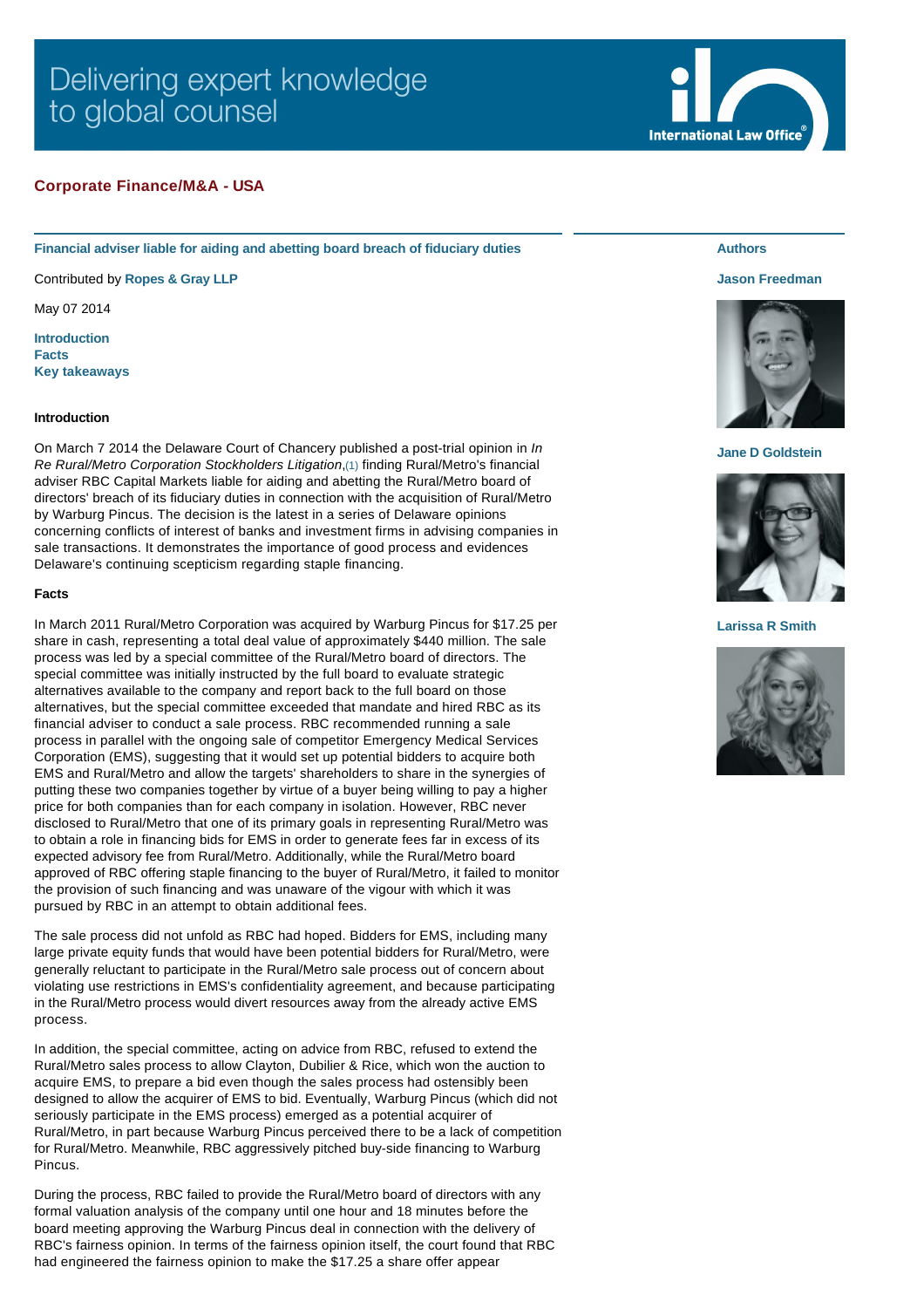Delivering expert knowledge to global counsel

## Corporate Finance/M&A - USA

### Financial adviser liable for aiding and abetting board breach of fiduciary duties

Contributed by **Ropes & Gray LLP**

May 07 2014

**Introduction**
**Facts**
**Key takeaways**

**Authors**

**Jason Freedman**

**Jane D Goldstein**

**Larissa R Smith**

#### Introduction

On March 7 2014 the Delaware Court of Chancery published a post-trial opinion in *In Re Rural/Metro Corporation Stockholders Litigation*,(1) finding Rural/Metro's financial adviser RBC Capital Markets liable for aiding and abetting the Rural/Metro board of directors' breach of its fiduciary duties in connection with the acquisition of Rural/Metro by Warburg Pincus. The decision is the latest in a series of Delaware opinions concerning conflicts of interest of banks and investment firms in advising companies in sale transactions. It demonstrates the importance of good process and evidences Delaware's continuing scepticism regarding staple financing.

#### Facts

In March 2011 Rural/Metro Corporation was acquired by Warburg Pincus for $17.25 per share in cash, representing a total deal value of approximately $440 million. The sale process was led by a special committee of the Rural/Metro board of directors. The special committee was initially instructed by the full board to evaluate strategic alternatives available to the company and report back to the full board on those alternatives, but the special committee exceeded that mandate and hired RBC as its financial adviser to conduct a sale process. RBC recommended running a sale process in parallel with the ongoing sale of competitor Emergency Medical Services Corporation (EMS), suggesting that it would set up potential bidders to acquire both EMS and Rural/Metro and allow the targets' shareholders to share in the synergies of putting these two companies together by virtue of a buyer being willing to pay a higher price for both companies than for each company in isolation. However, RBC never disclosed to Rural/Metro that one of its primary goals in representing Rural/Metro was to obtain a role in financing bids for EMS in order to generate fees far in excess of its expected advisory fee from Rural/Metro. Additionally, while the Rural/Metro board approved of RBC offering staple financing to the buyer of Rural/Metro, it failed to monitor the provision of such financing and was unaware of the vigour with which it was pursued by RBC in an attempt to obtain additional fees.

The sale process did not unfold as RBC had hoped. Bidders for EMS, including many large private equity funds that would have been potential bidders for Rural/Metro, were generally reluctant to participate in the Rural/Metro sale process out of concern about violating use restrictions in EMS's confidentiality agreement, and because participating in the Rural/Metro process would divert resources away from the already active EMS process.

In addition, the special committee, acting on advice from RBC, refused to extend the Rural/Metro sales process to allow Clayton, Dubilier & Rice, which won the auction to acquire EMS, to prepare a bid even though the sales process had ostensibly been designed to allow the acquirer of EMS to bid. Eventually, Warburg Pincus (which did not seriously participate in the EMS process) emerged as a potential acquirer of Rural/Metro, in part because Warburg Pincus perceived there to be a lack of competition for Rural/Metro. Meanwhile, RBC aggressively pitched buy-side financing to Warburg Pincus.

During the process, RBC failed to provide the Rural/Metro board of directors with any formal valuation analysis of the company until one hour and 18 minutes before the board meeting approving the Warburg Pincus deal in connection with the delivery of RBC's fairness opinion. In terms of the fairness opinion itself, the court found that RBC had engineered the fairness opinion to make the $17.25 a share offer appear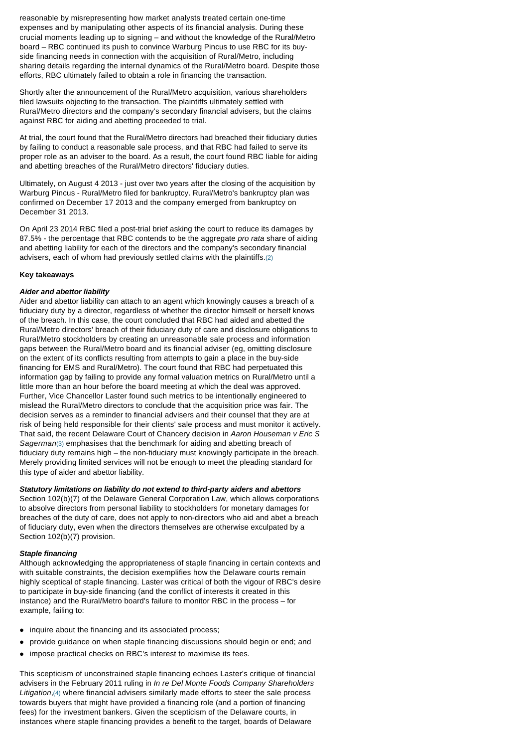reasonable by misrepresenting how market analysts treated certain one-time expenses and by manipulating other aspects of its financial analysis. During these crucial moments leading up to signing – and without the knowledge of the Rural/Metro board – RBC continued its push to convince Warburg Pincus to use RBC for its buy-side financing needs in connection with the acquisition of Rural/Metro, including sharing details regarding the internal dynamics of the Rural/Metro board. Despite those efforts, RBC ultimately failed to obtain a role in financing the transaction.

Shortly after the announcement of the Rural/Metro acquisition, various shareholders filed lawsuits objecting to the transaction. The plaintiffs ultimately settled with Rural/Metro directors and the company's secondary financial advisers, but the claims against RBC for aiding and abetting proceeded to trial.

At trial, the court found that the Rural/Metro directors had breached their fiduciary duties by failing to conduct a reasonable sale process, and that RBC had failed to serve its proper role as an adviser to the board. As a result, the court found RBC liable for aiding and abetting breaches of the Rural/Metro directors' fiduciary duties.

Ultimately, on August 4 2013 - just over two years after the closing of the acquisition by Warburg Pincus - Rural/Metro filed for bankruptcy. Rural/Metro's bankruptcy plan was confirmed on December 17 2013 and the company emerged from bankruptcy on December 31 2013.

On April 23 2014 RBC filed a post-trial brief asking the court to reduce its damages by 87.5% - the percentage that RBC contends to be the aggregate *pro rata* share of aiding and abetting liability for each of the directors and the company's secondary financial advisers, each of whom had previously settled claims with the plaintiffs.(2)

**Key takeaways**

***Aider and abettor liability***

Aider and abettor liability can attach to an agent which knowingly causes a breach of a fiduciary duty by a director, regardless of whether the director himself or herself knows of the breach. In this case, the court concluded that RBC had aided and abetted the Rural/Metro directors' breach of their fiduciary duty of care and disclosure obligations to Rural/Metro stockholders by creating an unreasonable sale process and information gaps between the Rural/Metro board and its financial adviser (eg, omitting disclosure on the extent of its conflicts resulting from attempts to gain a place in the buy-side financing for EMS and Rural/Metro). The court found that RBC had perpetuated this information gap by failing to provide any formal valuation metrics on Rural/Metro until a little more than an hour before the board meeting at which the deal was approved. Further, Vice Chancellor Laster found such metrics to be intentionally engineered to mislead the Rural/Metro directors to conclude that the acquisition price was fair. The decision serves as a reminder to financial advisers and their counsel that they are at risk of being held responsible for their clients' sale process and must monitor it actively. That said, the recent Delaware Court of Chancery decision in *Aaron Houseman v Eric S Sagerman*(3) emphasises that the benchmark for aiding and abetting breach of fiduciary duty remains high – the non-fiduciary must knowingly participate in the breach. Merely providing limited services will not be enough to meet the pleading standard for this type of aider and abettor liability.

***Statutory limitations on liability do not extend to third-party aiders and abettors***

Section 102(b)(7) of the Delaware General Corporation Law, which allows corporations to absolve directors from personal liability to stockholders for monetary damages for breaches of the duty of care, does not apply to non-directors who aid and abet a breach of fiduciary duty, even when the directors themselves are otherwise exculpated by a Section 102(b)(7) provision.

***Staple financing***

Although acknowledging the appropriateness of staple financing in certain contexts and with suitable constraints, the decision exemplifies how the Delaware courts remain highly sceptical of staple financing. Laster was critical of both the vigour of RBC's desire to participate in buy-side financing (and the conflict of interests it created in this instance) and the Rural/Metro board's failure to monitor RBC in the process – for example, failing to:

- inquire about the financing and its associated process;
- provide guidance on when staple financing discussions should begin or end; and
- impose practical checks on RBC's interest to maximise its fees.

This scepticism of unconstrained staple financing echoes Laster's critique of financial advisers in the February 2011 ruling in *In re Del Monte Foods Company Shareholders Litigation*,(4) where financial advisers similarly made efforts to steer the sale process towards buyers that might have provided a financing role (and a portion of financing fees) for the investment bankers. Given the scepticism of the Delaware courts, in instances where staple financing provides a benefit to the target, boards of Delaware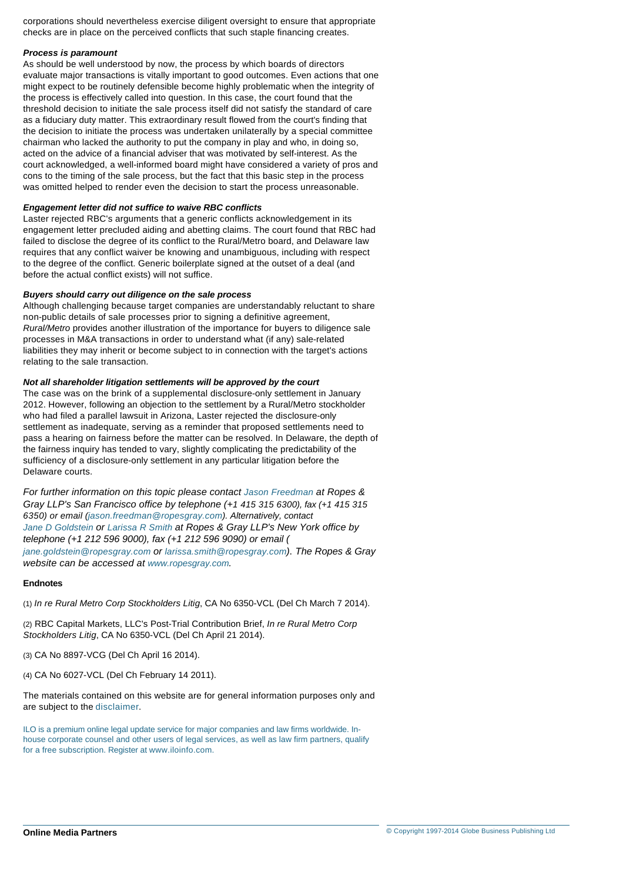corporations should nevertheless exercise diligent oversight to ensure that appropriate checks are in place on the perceived conflicts that such staple financing creates.

***Process is paramount***

As should be well understood by now, the process by which boards of directors evaluate major transactions is vitally important to good outcomes. Even actions that one might expect to be routinely defensible become highly problematic when the integrity of the process is effectively called into question. In this case, the court found that the threshold decision to initiate the sale process itself did not satisfy the standard of care as a fiduciary duty matter. This extraordinary result flowed from the court's finding that the decision to initiate the process was undertaken unilaterally by a special committee chairman who lacked the authority to put the company in play and who, in doing so, acted on the advice of a financial adviser that was motivated by self-interest. As the court acknowledged, a well-informed board might have considered a variety of pros and cons to the timing of the sale process, but the fact that this basic step in the process was omitted helped to render even the decision to start the process unreasonable.

***Engagement letter did not suffice to waive RBC conflicts***

Laster rejected RBC's arguments that a generic conflicts acknowledgement in its engagement letter precluded aiding and abetting claims. The court found that RBC had failed to disclose the degree of its conflict to the Rural/Metro board, and Delaware law requires that any conflict waiver be knowing and unambiguous, including with respect to the degree of the conflict. Generic boilerplate signed at the outset of a deal (and before the actual conflict exists) will not suffice.

***Buyers should carry out diligence on the sale process***

Although challenging because target companies are understandably reluctant to share non-public details of sale processes prior to signing a definitive agreement, *Rural/Metro* provides another illustration of the importance for buyers to diligence sale processes in M&A transactions in order to understand what (if any) sale-related liabilities they may inherit or become subject to in connection with the target's actions relating to the sale transaction.

***Not all shareholder litigation settlements will be approved by the court***

The case was on the brink of a supplemental disclosure-only settlement in January 2012. However, following an objection to the settlement by a Rural/Metro stockholder who had filed a parallel lawsuit in Arizona, Laster rejected the disclosure-only settlement as inadequate, serving as a reminder that proposed settlements need to pass a hearing on fairness before the matter can be resolved. In Delaware, the depth of the fairness inquiry has tended to vary, slightly complicating the predictability of the sufficiency of a disclosure-only settlement in any particular litigation before the Delaware courts.

*For further information on this topic please contact Jason Freedman at Ropes & Gray LLP's San Francisco office by telephone (+1 415 315 6300), fax (+1 415 315 6350) or email (jason.freedman@ropesgray.com). Alternatively, contact Jane D Goldstein or Larissa R Smith at Ropes & Gray LLP's New York office by telephone (+1 212 596 9000), fax (+1 212 596 9090) or email (jane.goldstein@ropesgray.com or larissa.smith@ropesgray.com). The Ropes & Gray website can be accessed at www.ropesgray.com.*

**Endnotes**

(1) *In re Rural Metro Corp Stockholders Litig*, CA No 6350-VCL (Del Ch March 7 2014).

(2) RBC Capital Markets, LLC's Post-Trial Contribution Brief, *In re Rural Metro Corp Stockholders Litig*, CA No 6350-VCL (Del Ch April 21 2014).

(3) CA No 8897-VCG (Del Ch April 16 2014).

(4) CA No 6027-VCL (Del Ch February 14 2011).

The materials contained on this website are for general information purposes only and are subject to the disclaimer.

ILO is a premium online legal update service for major companies and law firms worldwide. In-house corporate counsel and other users of legal services, as well as law firm partners, qualify for a free subscription. Register at www.iloinfo.com.

**Online Media Partners**

© Copyright 1997-2014 Globe Business Publishing Ltd